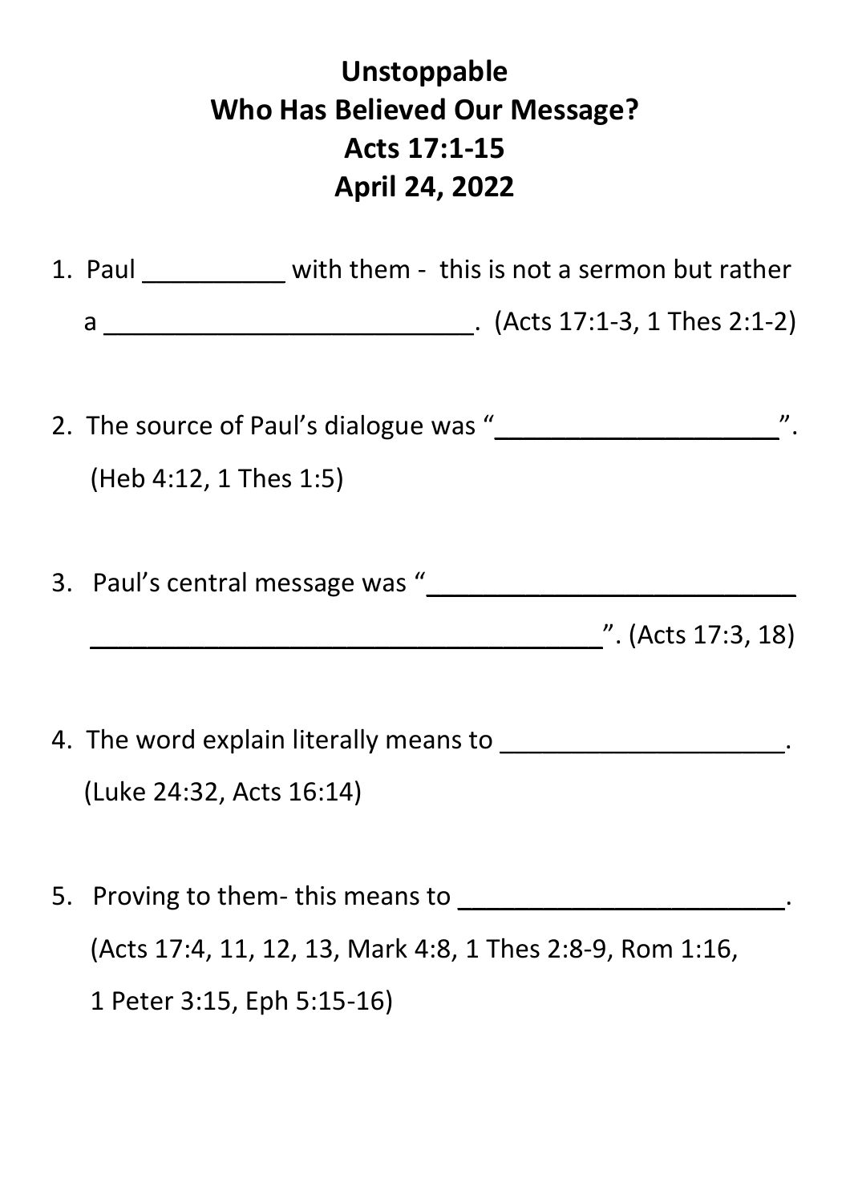# Unstoppable
# Who Has Believed Our Message?
# Acts 17:1-15
# April 24, 2022

1. Paul __________ with them - this is not a sermon but rather a ___________________________. (Acts 17:1-3, 1 Thes 2:1-2)

2. The source of Paul's dialogue was "_____________________". (Heb 4:12, 1 Thes 1:5)

3. Paul's central message was "______________________________________________________________". (Acts 17:3, 18)

4. The word explain literally means to _____________________. (Luke 24:32, Acts 16:14)

5. Proving to them- this means to ________________________. (Acts 17:4, 11, 12, 13, Mark 4:8, 1 Thes 2:8-9, Rom 1:16, 1 Peter 3:15, Eph 5:15-16)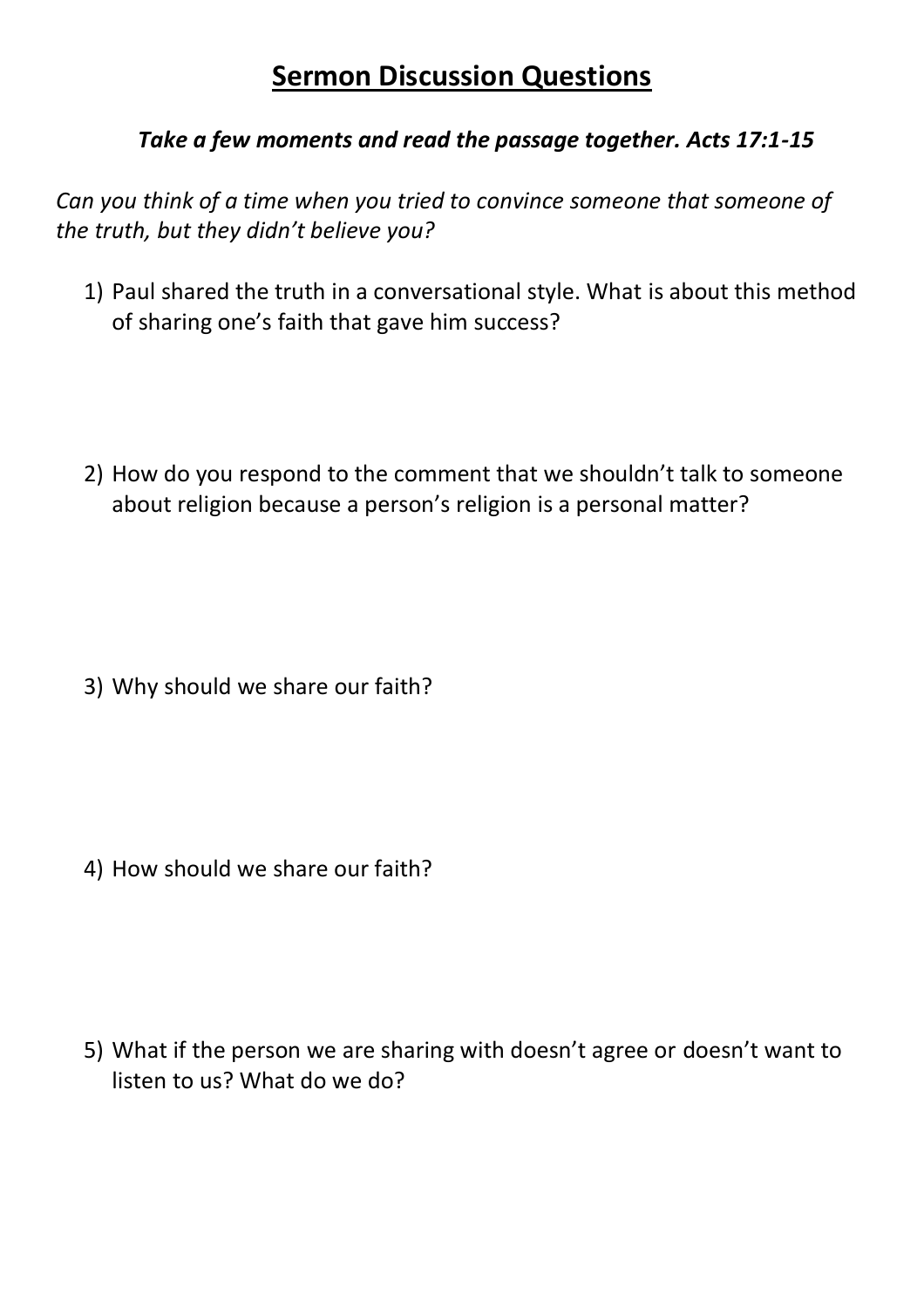# **Sermon Discussion Questions**

***Take a few moments and read the passage together. Acts 17:1-15***

*Can you think of a time when you tried to convince someone that someone of the truth, but they didn't believe you?*

1) Paul shared the truth in a conversational style. What is about this method of sharing one's faith that gave him success?

2) How do you respond to the comment that we shouldn't talk to someone about religion because a person's religion is a personal matter?

3) Why should we share our faith?

4) How should we share our faith?

5) What if the person we are sharing with doesn't agree or doesn't want to listen to us? What do we do?